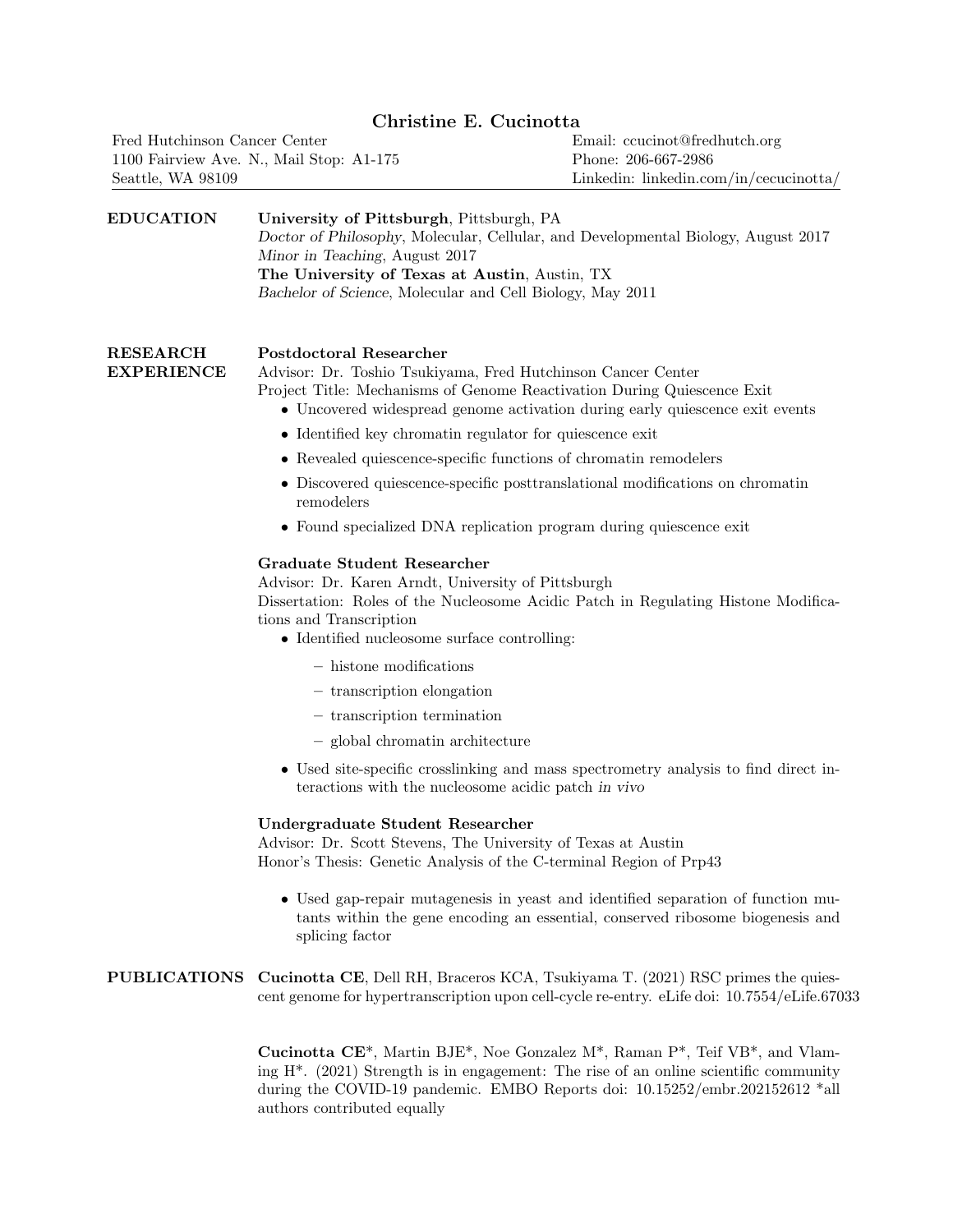# Christine E. Cucinotta

Fred Hutchinson Cancer Center
1100 Fairview Ave. N., Mail Stop: A1-175
Seattle, WA 98109

Email: ccucinot@fredhutch.org
Phone: 206-667-2986
Linkedin: linkedin.com/in/cecucinotta/

## EDUCATION

**University of Pittsburgh**, Pittsburgh, PA
*Doctor of Philosophy*, Molecular, Cellular, and Developmental Biology, August 2017
*Minor in Teaching*, August 2017

**The University of Texas at Austin**, Austin, TX
*Bachelor of Science*, Molecular and Cell Biology, May 2011

## RESEARCH EXPERIENCE

**Postdoctoral Researcher**
Advisor: Dr. Toshio Tsukiyama, Fred Hutchinson Cancer Center
Project Title: Mechanisms of Genome Reactivation During Quiescence Exit

- Uncovered widespread genome activation during early quiescence exit events
- Identified key chromatin regulator for quiescence exit
- Revealed quiescence-specific functions of chromatin remodelers
- Discovered quiescence-specific posttranslational modifications on chromatin remodelers
- Found specialized DNA replication program during quiescence exit

**Graduate Student Researcher**
Advisor: Dr. Karen Arndt, University of Pittsburgh
Dissertation: Roles of the Nucleosome Acidic Patch in Regulating Histone Modifications and Transcription

- Identified nucleosome surface controlling:
  - histone modifications
  - transcription elongation
  - transcription termination
  - global chromatin architecture
- Used site-specific crosslinking and mass spectrometry analysis to find direct interactions with the nucleosome acidic patch *in vivo*

**Undergraduate Student Researcher**
Advisor: Dr. Scott Stevens, The University of Texas at Austin
Honor's Thesis: Genetic Analysis of the C-terminal Region of Prp43

- Used gap-repair mutagenesis in yeast and identified separation of function mutants within the gene encoding an essential, conserved ribosome biogenesis and splicing factor

## PUBLICATIONS

**Cucinotta CE**, Dell RH, Braceros KCA, Tsukiyama T. (2021) RSC primes the quiescent genome for hypertranscription upon cell-cycle re-entry. eLife doi: 10.7554/eLife.67033

**Cucinotta CE***, Martin BJE*, Noe Gonzalez M*, Raman P*, Teif VB*, and Vlaming H*. (2021) Strength is in engagement: The rise of an online scientific community during the COVID-19 pandemic. EMBO Reports doi: 10.15252/embr.202152612 *all authors contributed equally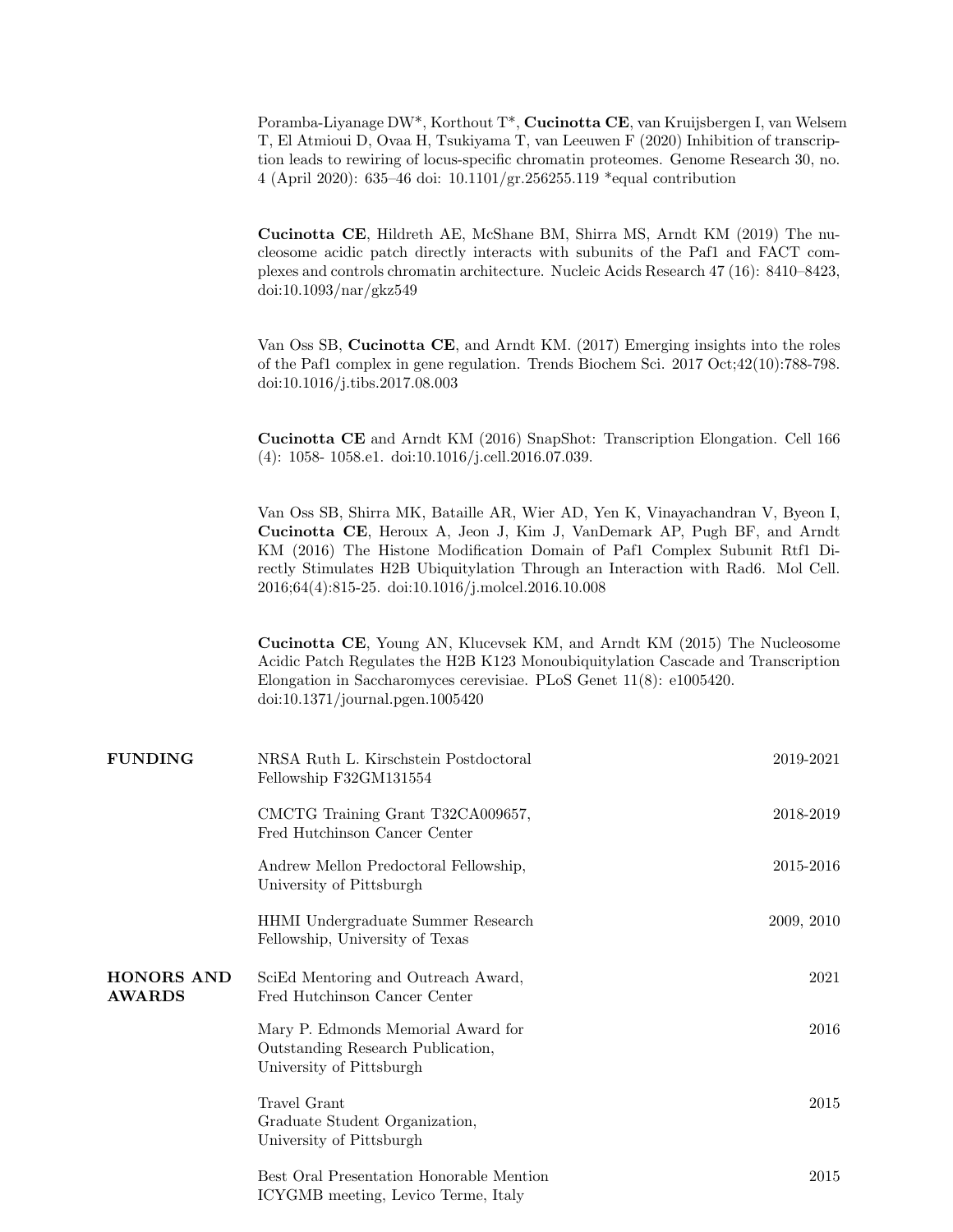Poramba-Liyanage DW*, Korthout T*, **Cucinotta CE**, van Kruijsbergen I, van Welsem T, El Atmioui D, Ovaa H, Tsukiyama T, van Leeuwen F (2020) Inhibition of transcription leads to rewiring of locus-specific chromatin proteomes. Genome Research 30, no. 4 (April 2020): 635–46 doi: 10.1101/gr.256255.119 *equal contribution

**Cucinotta CE**, Hildreth AE, McShane BM, Shirra MS, Arndt KM (2019) The nucleosome acidic patch directly interacts with subunits of the Paf1 and FACT complexes and controls chromatin architecture. Nucleic Acids Research 47 (16): 8410–8423, doi:10.1093/nar/gkz549

Van Oss SB, **Cucinotta CE**, and Arndt KM. (2017) Emerging insights into the roles of the Paf1 complex in gene regulation. Trends Biochem Sci. 2017 Oct;42(10):788-798. doi:10.1016/j.tibs.2017.08.003

**Cucinotta CE** and Arndt KM (2016) SnapShot: Transcription Elongation. Cell 166 (4): 1058- 1058.e1. doi:10.1016/j.cell.2016.07.039.

Van Oss SB, Shirra MK, Bataille AR, Wier AD, Yen K, Vinayachandran V, Byeon I, **Cucinotta CE**, Heroux A, Jeon J, Kim J, VanDemark AP, Pugh BF, and Arndt KM (2016) The Histone Modification Domain of Paf1 Complex Subunit Rtf1 Directly Stimulates H2B Ubiquitylation Through an Interaction with Rad6. Mol Cell. 2016;64(4):815-25. doi:10.1016/j.molcel.2016.10.008

**Cucinotta CE**, Young AN, Klucevsek KM, and Arndt KM (2015) The Nucleosome Acidic Patch Regulates the H2B K123 Monoubiquitylation Cascade and Transcription Elongation in Saccharomyces cerevisiae. PLoS Genet 11(8): e1005420. doi:10.1371/journal.pgen.1005420

## FUNDING

NRSA Ruth L. Kirschstein Postdoctoral Fellowship F32GM131554 — 2019-2021

CMCTG Training Grant T32CA009657, Fred Hutchinson Cancer Center — 2018-2019

Andrew Mellon Predoctoral Fellowship, University of Pittsburgh — 2015-2016

HHMI Undergraduate Summer Research Fellowship, University of Texas — 2009, 2010

## HONORS AND AWARDS

SciEd Mentoring and Outreach Award, Fred Hutchinson Cancer Center — 2021

Mary P. Edmonds Memorial Award for Outstanding Research Publication, University of Pittsburgh — 2016

Travel Grant Graduate Student Organization, University of Pittsburgh — 2015

Best Oral Presentation Honorable Mention ICYGMB meeting, Levico Terme, Italy — 2015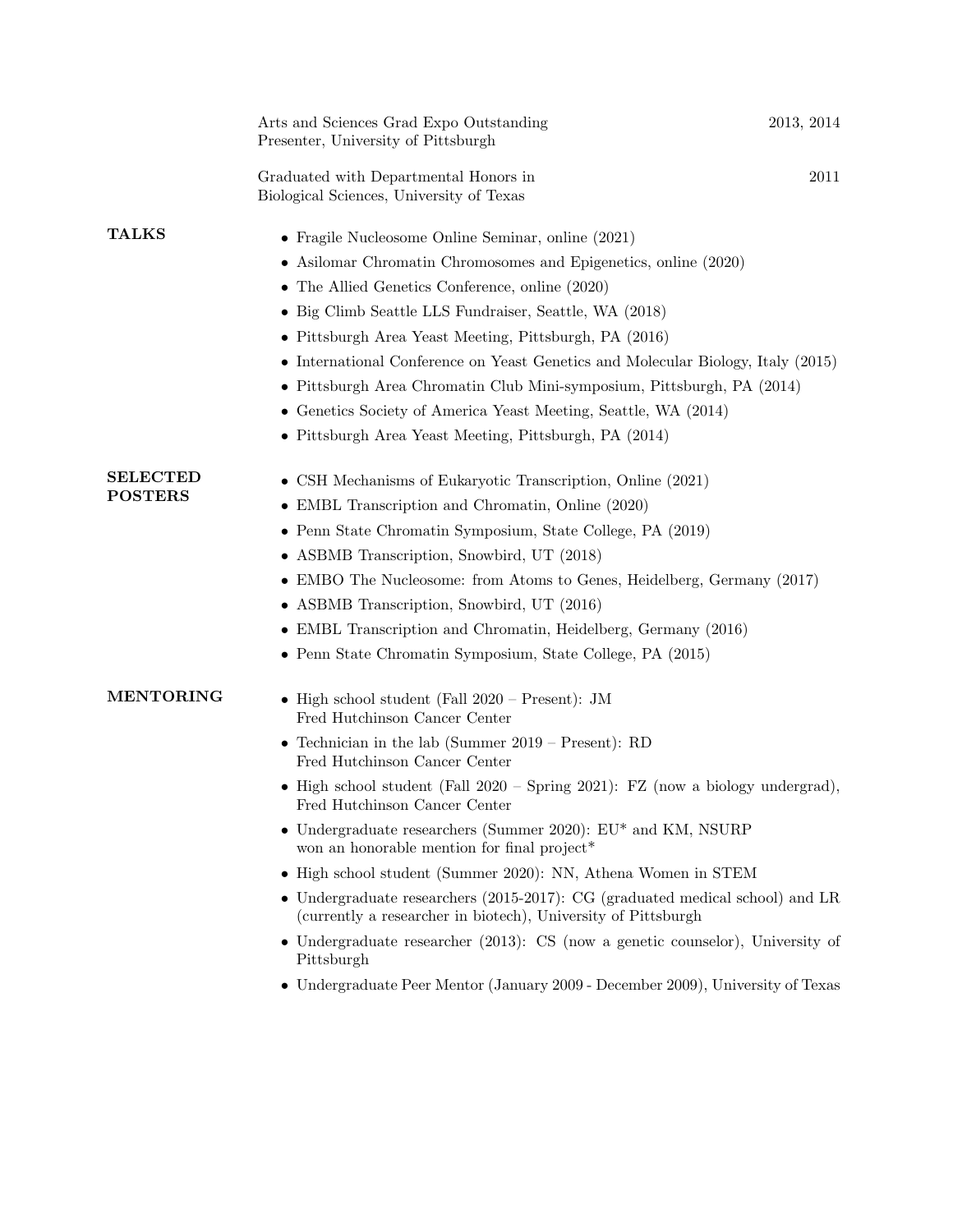Arts and Sciences Grad Expo Outstanding Presenter, University of Pittsburgh — 2013, 2014

Graduated with Departmental Honors in Biological Sciences, University of Texas — 2011

## TALKS

- Fragile Nucleosome Online Seminar, online (2021)
- Asilomar Chromatin Chromosomes and Epigenetics, online (2020)
- The Allied Genetics Conference, online (2020)
- Big Climb Seattle LLS Fundraiser, Seattle, WA (2018)
- Pittsburgh Area Yeast Meeting, Pittsburgh, PA (2016)
- International Conference on Yeast Genetics and Molecular Biology, Italy (2015)
- Pittsburgh Area Chromatin Club Mini-symposium, Pittsburgh, PA (2014)
- Genetics Society of America Yeast Meeting, Seattle, WA (2014)
- Pittsburgh Area Yeast Meeting, Pittsburgh, PA (2014)

## SELECTED POSTERS

- CSH Mechanisms of Eukaryotic Transcription, Online (2021)
- EMBL Transcription and Chromatin, Online (2020)
- Penn State Chromatin Symposium, State College, PA (2019)
- ASBMB Transcription, Snowbird, UT (2018)
- EMBO The Nucleosome: from Atoms to Genes, Heidelberg, Germany (2017)
- ASBMB Transcription, Snowbird, UT (2016)
- EMBL Transcription and Chromatin, Heidelberg, Germany (2016)
- Penn State Chromatin Symposium, State College, PA (2015)

## MENTORING

- High school student (Fall 2020 – Present): JM
  Fred Hutchinson Cancer Center
- Technician in the lab (Summer 2019 – Present): RD
  Fred Hutchinson Cancer Center
- High school student (Fall 2020 – Spring 2021): FZ (now a biology undergrad), Fred Hutchinson Cancer Center
- Undergraduate researchers (Summer 2020): EU* and KM, NSURP
  won an honorable mention for final project*
- High school student (Summer 2020): NN, Athena Women in STEM
- Undergraduate researchers (2015-2017): CG (graduated medical school) and LR (currently a researcher in biotech), University of Pittsburgh
- Undergraduate researcher (2013): CS (now a genetic counselor), University of Pittsburgh
- Undergraduate Peer Mentor (January 2009 - December 2009), University of Texas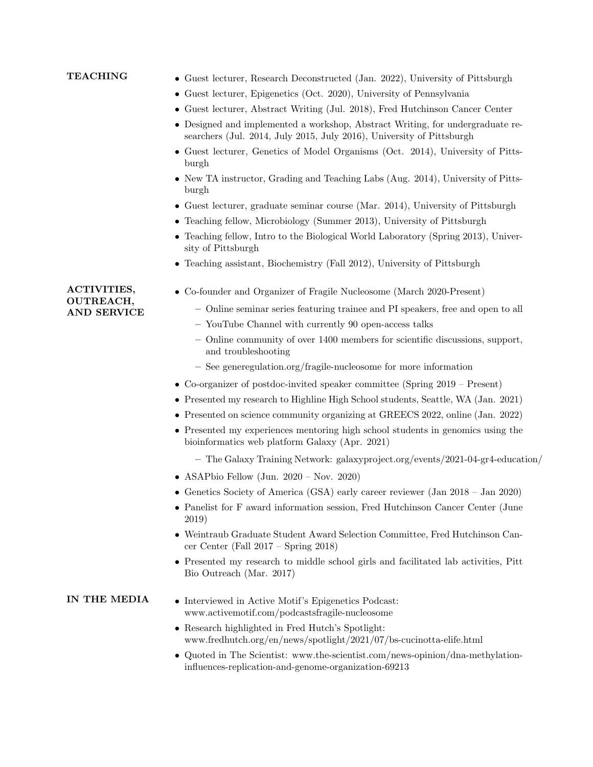## TEACHING

- Guest lecturer, Research Deconstructed (Jan. 2022), University of Pittsburgh
- Guest lecturer, Epigenetics (Oct. 2020), University of Pennsylvania
- Guest lecturer, Abstract Writing (Jul. 2018), Fred Hutchinson Cancer Center
- Designed and implemented a workshop, Abstract Writing, for undergraduate researchers (Jul. 2014, July 2015, July 2016), University of Pittsburgh
- Guest lecturer, Genetics of Model Organisms (Oct. 2014), University of Pittsburgh
- New TA instructor, Grading and Teaching Labs (Aug. 2014), University of Pittsburgh
- Guest lecturer, graduate seminar course (Mar. 2014), University of Pittsburgh
- Teaching fellow, Microbiology (Summer 2013), University of Pittsburgh
- Teaching fellow, Intro to the Biological World Laboratory (Spring 2013), University of Pittsburgh
- Teaching assistant, Biochemistry (Fall 2012), University of Pittsburgh

## ACTIVITIES, OUTREACH, AND SERVICE

- Co-founder and Organizer of Fragile Nucleosome (March 2020-Present)
  - Online seminar series featuring trainee and PI speakers, free and open to all
  - YouTube Channel with currently 90 open-access talks
  - Online community of over 1400 members for scientific discussions, support, and troubleshooting
  - See generegulation.org/fragile-nucleosome for more information
- Co-organizer of postdoc-invited speaker committee (Spring 2019 – Present)
- Presented my research to Highline High School students, Seattle, WA (Jan. 2021)
- Presented on science community organizing at GREECS 2022, online (Jan. 2022)
- Presented my experiences mentoring high school students in genomics using the bioinformatics web platform Galaxy (Apr. 2021)
  - The Galaxy Training Network: galaxyproject.org/events/2021-04-gr4-education/
- ASAPbio Fellow (Jun. 2020 – Nov. 2020)
- Genetics Society of America (GSA) early career reviewer (Jan 2018 – Jan 2020)
- Panelist for F award information session, Fred Hutchinson Cancer Center (June 2019)
- Weintraub Graduate Student Award Selection Committee, Fred Hutchinson Cancer Center (Fall 2017 – Spring 2018)
- Presented my research to middle school girls and facilitated lab activities, Pitt Bio Outreach (Mar. 2017)

## IN THE MEDIA

- Interviewed in Active Motif's Epigenetics Podcast: www.activemotif.com/podcastsfragile-nucleosome
- Research highlighted in Fred Hutch's Spotlight: www.fredhutch.org/en/news/spotlight/2021/07/bs-cucinotta-elife.html
- Quoted in The Scientist: www.the-scientist.com/news-opinion/dna-methylation-influences-replication-and-genome-organization-69213